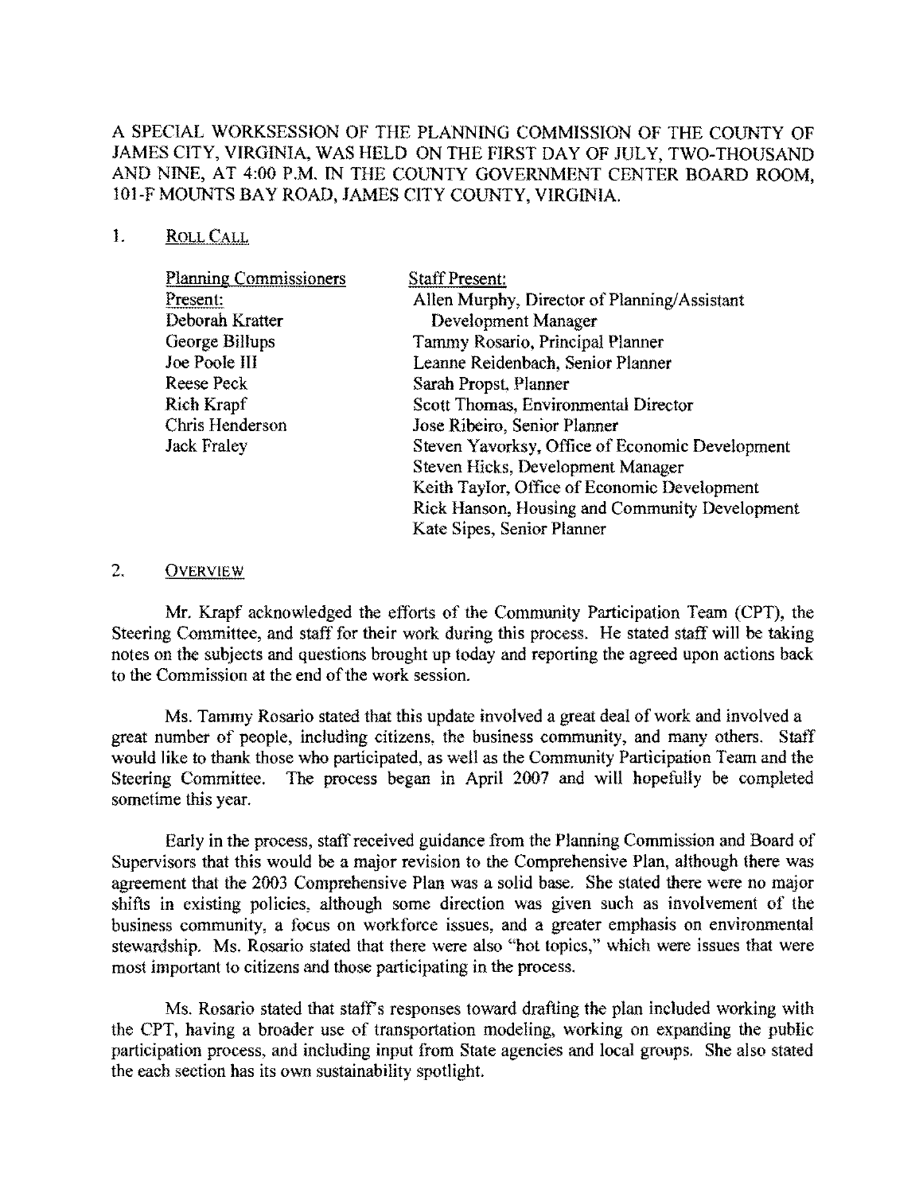A SPECIAL WORKSESSION OF THE PLANNING COMMISSION OF THE COUNTY OF JAMES CITY, VIRGINIA, WAS HELD ON THE FIRST DAY OF JULY, TWO-THOUSAND AND NINE, AT 4:00 P.M. IN THE COUNTY GOVERNMENT CENTER BOARD ROOM, 101-F MOUNTS BAY ROAD, JAMES CITY COUNTY, VIRGINIA.

## 1. ROLL CALL

| Planning Commissioners Present: | Staff Present: |
|---|---|
| Deborah Kratter | Allen Murphy, Director of Planning/Assistant Development Manager |
| George Billups | Tammy Rosario, Principal Planner |
| Joe Poole III | Leanne Reidenbach, Senior Planner |
| Reese Peck | Sarah Propst, Planner |
| Rich Krapf | Scott Thomas, Environmental Director |
| Chris Henderson | Jose Ribeiro, Senior Planner |
| Jack Fraley | Steven Yavorksy, Office of Economic Development |
| | Steven Hicks, Development Manager |
| | Keith Taylor, Office of Economic Development |
| | Rick Hanson, Housing and Community Development |
| | Kate Sipes, Senior Planner |

## 2. OVERVIEW

Mr. Krapf acknowledged the efforts of the Community Participation Team (CPT), the Steering Committee, and staff for their work during this process. He stated staff will be taking notes on the subjects and questions brought up today and reporting the agreed upon actions back to the Commission at the end of the work session.

Ms. Tammy Rosario stated that this update involved a great deal of work and involved a great number of people, including citizens, the business community, and many others. Staff would like to thank those who participated, as well as the Community Participation Team and the Steering Committee. The process began in April 2007 and will hopefully be completed sometime this year.

Early in the process, staff received guidance from the Planning Commission and Board of Supervisors that this would be a major revision to the Comprehensive Plan, although there was agreement that the 2003 Comprehensive Plan was a solid base. She stated there were no major shifts in existing policies, although some direction was given such as involvement of the business community, a focus on workforce issues, and a greater emphasis on environmental stewardship. Ms. Rosario stated that there were also "hot topics," which were issues that were most important to citizens and those participating in the process.

Ms. Rosario stated that staff's responses toward drafting the plan included working with the CPT, having a broader use of transportation modeling, working on expanding the public participation process, and including input from State agencies and local groups. She also stated the each section has its own sustainability spotlight.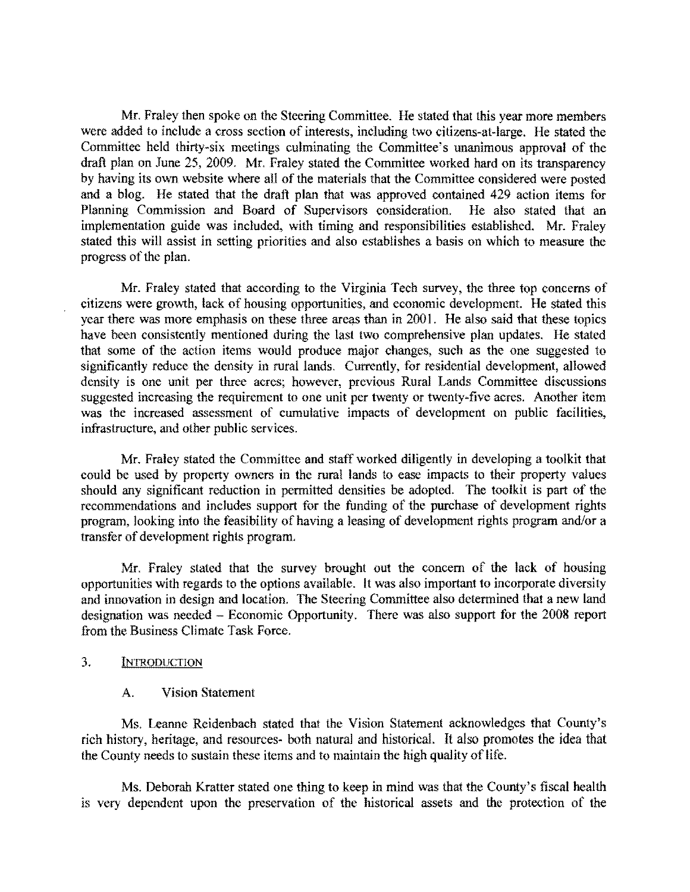Mr. Fraley then spoke on the Steering Committee. He stated that this year more members were added to include a cross section of interests, including two citizens-at-large. He stated the Committee held thirty-six meetings culminating the Committee's unanimous approval of the draft plan on June 25, 2009. Mr. Fraley stated the Committee worked hard on its transparency by having its own website where all of the materials that the Committee considered were posted and a blog. He stated that the draft plan that was approved contained 429 action items for Planning Commission and Board of Supervisors consideration. He also stated that an implementation guide was included, with timing and responsibilities established. Mr. Fraley stated this will assist in setting priorities and also establishes a basis on which to measure the progress of the plan.

Mr. Fraley stated that according to the Virginia Tech survey, the three top concerns of citizens were growth, lack of housing opportunities, and economic development. He stated this year there was more emphasis on these three areas than in 2001. He also said that these topics have been consistently mentioned during the last two comprehensive plan updates. He stated that some of the action items would produce major changes, such as the one suggested to significantly reduce the density in rural lands. Currently, for residential development, allowed density is one unit per three acres; however, previous Rural Lands Committee discussions suggested increasing the requirement to one unit per twenty or twenty-five acres. Another item was the increased assessment of cumulative impacts of development on public facilities, infrastructure, and other public services.

Mr. Fraley stated the Committee and staff worked diligently in developing a toolkit that could be used by property owners in the rural lands to ease impacts to their property values should any significant reduction in permitted densities be adopted. The toolkit is part of the recommendations and includes support for the funding of the purchase of development rights program, looking into the feasibility of having a leasing of development rights program and/or a transfer of development rights program.

Mr. Fraley stated that the survey brought out the concern of the lack of housing opportunities with regards to the options available. It was also important to incorporate diversity and innovation in design and location. The Steering Committee also determined that a new land designation was needed – Economic Opportunity. There was also support for the 2008 report from the Business Climate Task Force.

3. INTRODUCTION

A. Vision Statement

Ms. Leanne Reidenbach stated that the Vision Statement acknowledges that County's rich history, heritage, and resources- both natural and historical. It also promotes the idea that the County needs to sustain these items and to maintain the high quality of life.

Ms. Deborah Kratter stated one thing to keep in mind was that the County's fiscal health is very dependent upon the preservation of the historical assets and the protection of the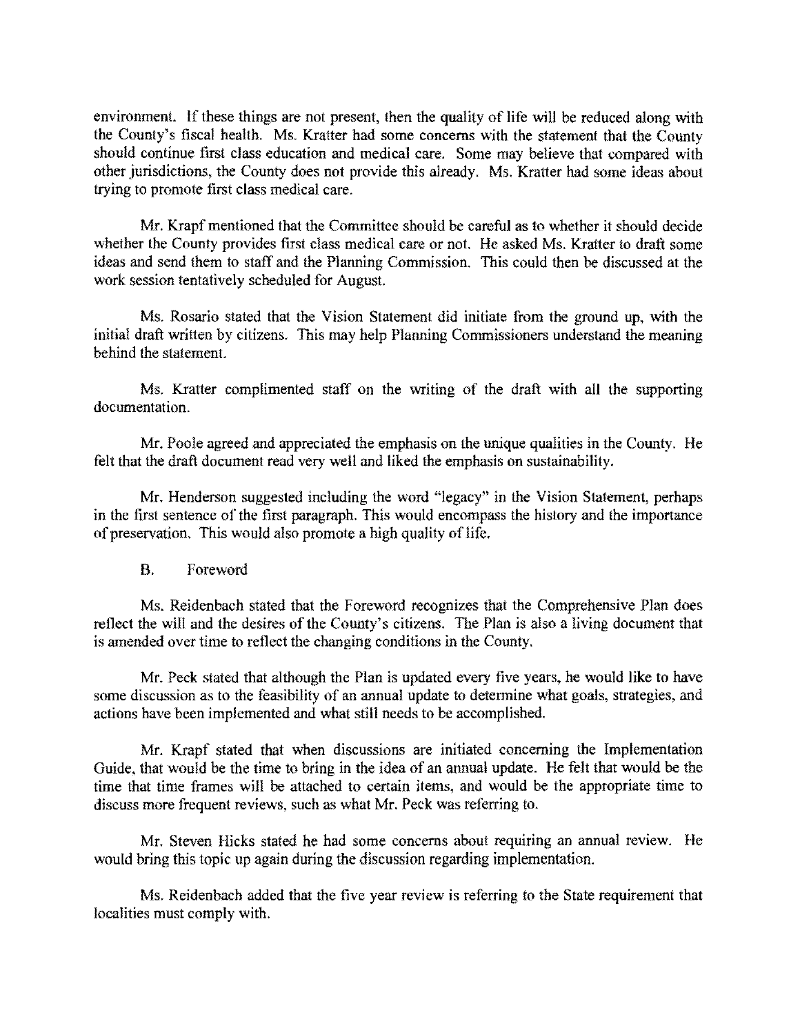environment. If these things are not present, then the quality of life will be reduced along with the County's fiscal health. Ms. Kratter had some concerns with the statement that the County should continue first class education and medical care. Some may believe that compared with other jurisdictions, the County does not provide this already. Ms. Kratter had some ideas about trying to promote first class medical care.

Mr. Krapf mentioned that the Committee should be careful as to whether it should decide whether the County provides first class medical care or not. He asked Ms. Kratter to draft some ideas and send them to staff and the Planning Commission. This could then be discussed at the work session tentatively scheduled for August.

Ms. Rosario stated that the Vision Statement did initiate from the ground up, with the initial draft written by citizens. This may help Planning Commissioners understand the meaning behind the statement.

Ms. Kratter complimented staff on the writing of the draft with all the supporting documentation.

Mr. Poole agreed and appreciated the emphasis on the unique qualities in the County. He felt that the draft document read very well and liked the emphasis on sustainability.

Mr. Henderson suggested including the word "legacy" in the Vision Statement, perhaps in the first sentence of the first paragraph. This would encompass the history and the importance of preservation. This would also promote a high quality of life.

B. Foreword

Ms. Reidenbach stated that the Foreword recognizes that the Comprehensive Plan does reflect the will and the desires of the County's citizens. The Plan is also a living document that is amended over time to reflect the changing conditions in the County.

Mr. Peck stated that although the Plan is updated every five years, he would like to have some discussion as to the feasibility of an annual update to determine what goals, strategies, and actions have been implemented and what still needs to be accomplished.

Mr. Krapf stated that when discussions are initiated concerning the Implementation Guide, that would be the time to bring in the idea of an annual update. He felt that would be the time that time frames will be attached to certain items, and would be the appropriate time to discuss more frequent reviews, such as what Mr. Peck was referring to.

Mr. Steven Hicks stated he had some concerns about requiring an annual review. He would bring this topic up again during the discussion regarding implementation.

Ms. Reidenbach added that the five year review is referring to the State requirement that localities must comply with.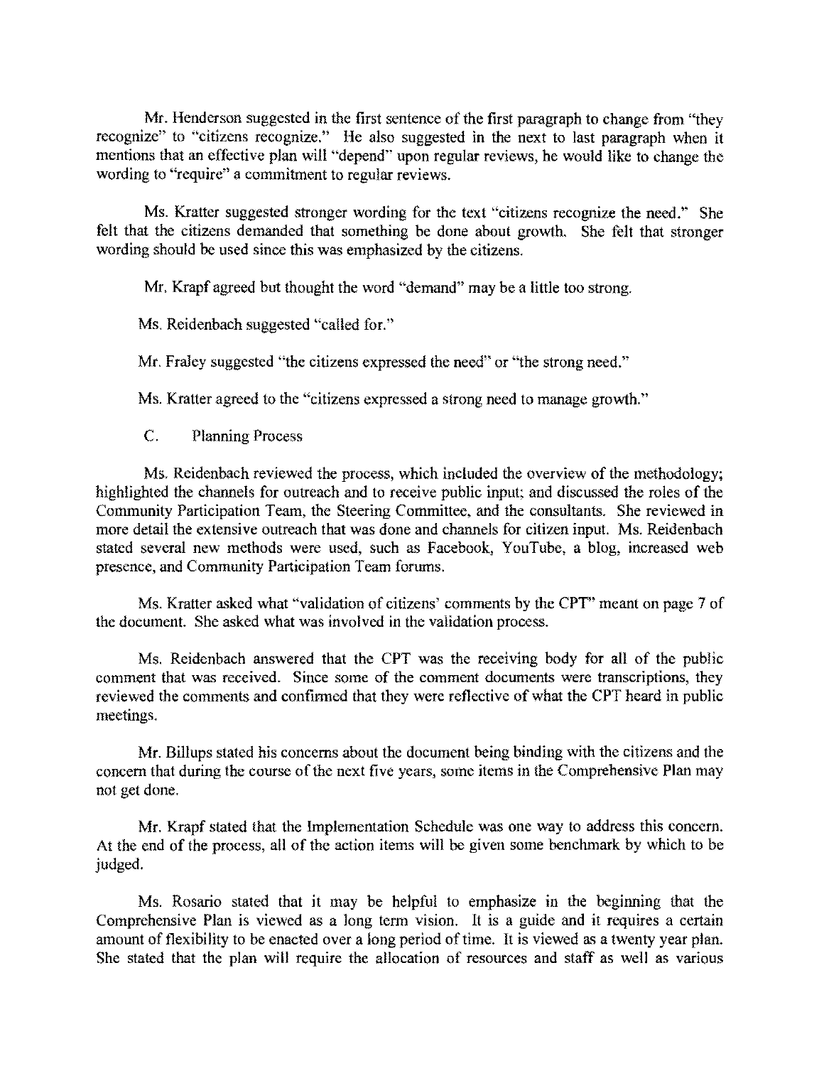Mr. Henderson suggested in the first sentence of the first paragraph to change from "they recognize" to "citizens recognize." He also suggested in the next to last paragraph when it mentions that an effective plan will "depend" upon regular reviews, he would like to change the wording to "require" a commitment to regular reviews.

Ms. Kratter suggested stronger wording for the text "citizens recognize the need." She felt that the citizens demanded that something be done about growth. She felt that stronger wording should be used since this was emphasized by the citizens.

Mr. Krapf agreed but thought the word "demand" may be a little too strong.

Ms. Reidenbach suggested "called for."

Mr. Fraley suggested "the citizens expressed the need" or "the strong need."

Ms. Kratter agreed to the "citizens expressed a strong need to manage growth."

C. Planning Process

Ms. Reidenbach reviewed the process, which included the overview of the methodology; highlighted the channels for outreach and to receive public input; and discussed the roles of the Community Participation Team, the Steering Committee, and the consultants. She reviewed in more detail the extensive outreach that was done and channels for citizen input. Ms. Reidenbach stated several new methods were used, such as Facebook, YouTube, a blog, increased web presence, and Community Participation Team forums.

Ms. Kratter asked what "validation of citizens' comments by the CPT" meant on page 7 of the document. She asked what was involved in the validation process.

Ms. Reidenbach answered that the CPT was the receiving body for all of the public comment that was received. Since some of the comment documents were transcriptions, they reviewed the comments and confirmed that they were reflective of what the CPT heard in public meetings.

Mr. Billups stated his concerns about the document being binding with the citizens and the concern that during the course of the next five years, some items in the Comprehensive Plan may not get done.

Mr. Krapf stated that the Implementation Schedule was one way to address this concern. At the end of the process, all of the action items will be given some benchmark by which to be judged.

Ms. Rosario stated that it may be helpful to emphasize in the beginning that the Comprehensive Plan is viewed as a long term vision. It is a guide and it requires a certain amount of flexibility to be enacted over a long period of time. It is viewed as a twenty year plan. She stated that the plan will require the allocation of resources and staff as well as various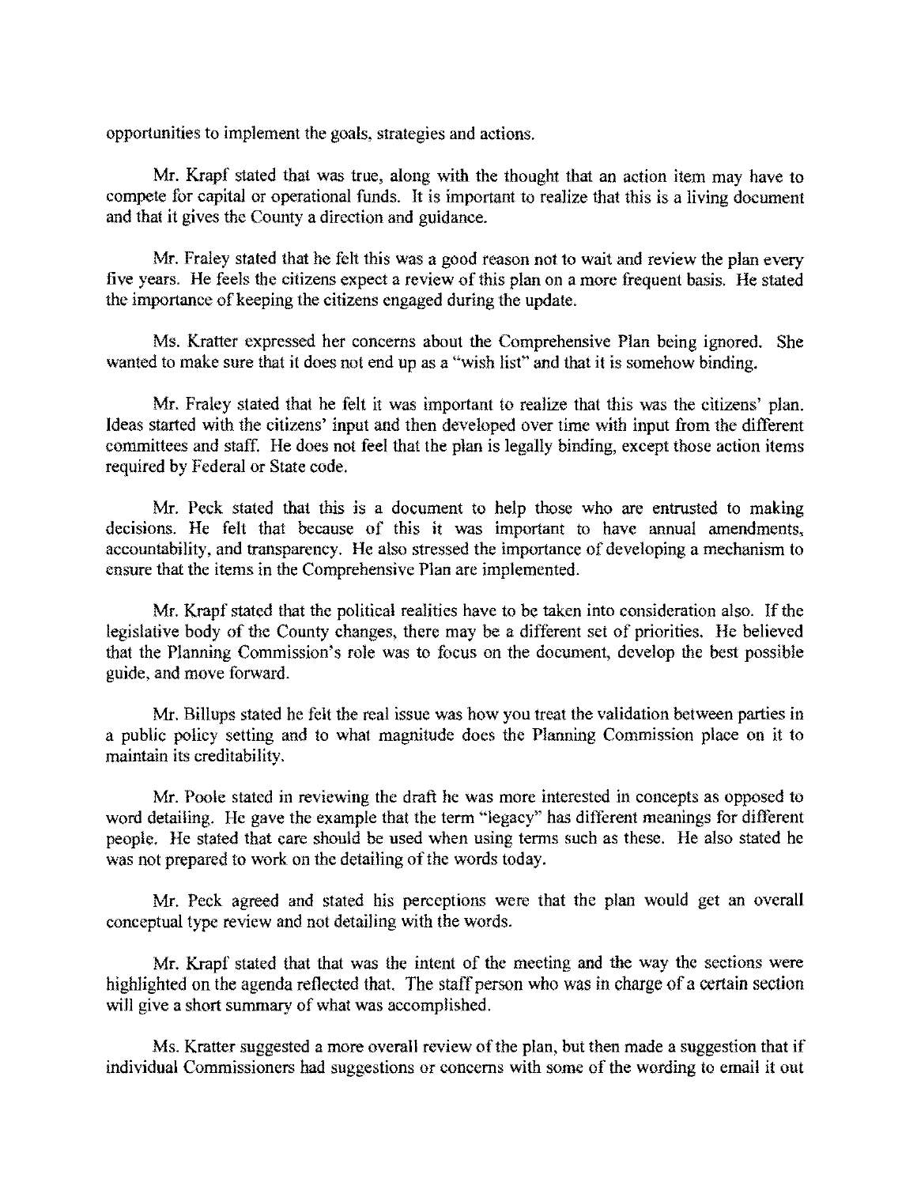opportunities to implement the goals, strategies and actions.

Mr. Krapf stated that was true, along with the thought that an action item may have to compete for capital or operational funds. It is important to realize that this is a living document and that it gives the County a direction and guidance.

Mr. Fraley stated that he felt this was a good reason not to wait and review the plan every five years. He feels the citizens expect a review of this plan on a more frequent basis. He stated the importance of keeping the citizens engaged during the update.

Ms. Kratter expressed her concerns about the Comprehensive Plan being ignored. She wanted to make sure that it does not end up as a "wish list" and that it is somehow binding.

Mr. Fraley stated that he felt it was important to realize that this was the citizens' plan. Ideas started with the citizens' input and then developed over time with input from the different committees and staff. He does not feel that the plan is legally binding, except those action items required by Federal or State code.

Mr. Peck stated that this is a document to help those who are entrusted to making decisions. He felt that because of this it was important to have annual amendments, accountability, and transparency. He also stressed the importance of developing a mechanism to ensure that the items in the Comprehensive Plan are implemented.

Mr. Krapf stated that the political realities have to be taken into consideration also. If the legislative body of the County changes, there may be a different set of priorities. He believed that the Planning Commission's role was to focus on the document, develop the best possible guide, and move forward.

Mr. Billups stated he felt the real issue was how you treat the validation between parties in a public policy setting and to what magnitude does the Planning Commission place on it to maintain its creditability.

Mr. Poole stated in reviewing the draft he was more interested in concepts as opposed to word detailing. He gave the example that the term "legacy" has different meanings for different people. He stated that care should be used when using terms such as these. He also stated he was not prepared to work on the detailing of the words today.

Mr. Peck agreed and stated his perceptions were that the plan would get an overall conceptual type review and not detailing with the words.

Mr. Krapf stated that that was the intent of the meeting and the way the sections were highlighted on the agenda reflected that. The staff person who was in charge of a certain section will give a short summary of what was accomplished.

Ms. Kratter suggested a more overall review of the plan, but then made a suggestion that if individual Commissioners had suggestions or concerns with some of the wording to email it out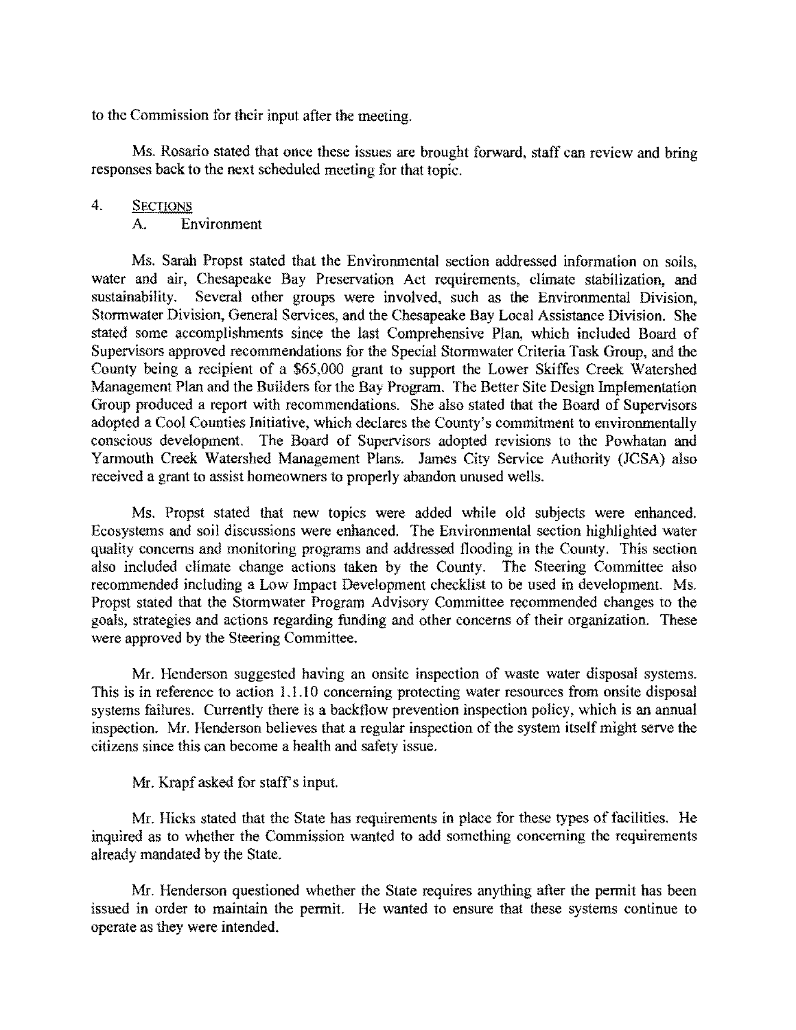to the Commission for their input after the meeting.

Ms. Rosario stated that once these issues are brought forward, staff can review and bring responses back to the next scheduled meeting for that topic.

4. Sections

A. Environment

Ms. Sarah Propst stated that the Environmental section addressed information on soils, water and air, Chesapeake Bay Preservation Act requirements, climate stabilization, and sustainability. Several other groups were involved, such as the Environmental Division, Stormwater Division, General Services, and the Chesapeake Bay Local Assistance Division. She stated some accomplishments since the last Comprehensive Plan, which included Board of Supervisors approved recommendations for the Special Stormwater Criteria Task Group, and the County being a recipient of a $65,000 grant to support the Lower Skiffes Creek Watershed Management Plan and the Builders for the Bay Program. The Better Site Design Implementation Group produced a report with recommendations. She also stated that the Board of Supervisors adopted a Cool Counties Initiative, which declares the County's commitment to environmentally conscious development. The Board of Supervisors adopted revisions to the Powhatan and Yarmouth Creek Watershed Management Plans. James City Service Authority (JCSA) also received a grant to assist homeowners to properly abandon unused wells.

Ms. Propst stated that new topics were added while old subjects were enhanced. Ecosystems and soil discussions were enhanced. The Environmental section highlighted water quality concerns and monitoring programs and addressed flooding in the County. This section also included climate change actions taken by the County. The Steering Committee also recommended including a Low Impact Development checklist to be used in development. Ms. Propst stated that the Stormwater Program Advisory Committee recommended changes to the goals, strategies and actions regarding funding and other concerns of their organization. These were approved by the Steering Committee.

Mr. Henderson suggested having an onsite inspection of waste water disposal systems. This is in reference to action 1.1.10 concerning protecting water resources from onsite disposal systems failures. Currently there is a backflow prevention inspection policy, which is an annual inspection. Mr. Henderson believes that a regular inspection of the system itself might serve the citizens since this can become a health and safety issue.

Mr. Krapf asked for staff's input.

Mr. Hicks stated that the State has requirements in place for these types of facilities. He inquired as to whether the Commission wanted to add something concerning the requirements already mandated by the State.

Mr. Henderson questioned whether the State requires anything after the permit has been issued in order to maintain the permit. He wanted to ensure that these systems continue to operate as they were intended.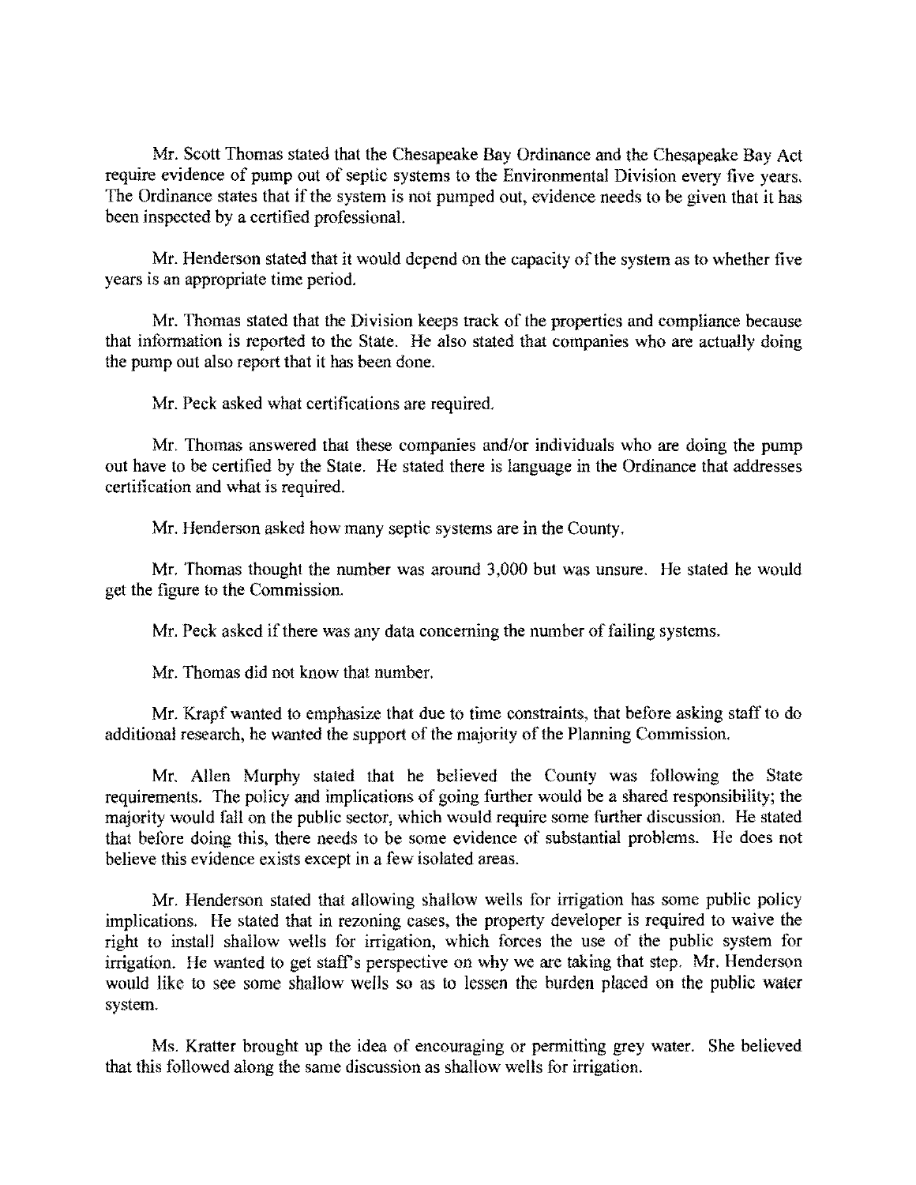Mr. Scott Thomas stated that the Chesapeake Bay Ordinance and the Chesapeake Bay Act require evidence of pump out of septic systems to the Environmental Division every five years. The Ordinance states that if the system is not pumped out, evidence needs to be given that it has been inspected by a certified professional.

Mr. Henderson stated that it would depend on the capacity of the system as to whether five years is an appropriate time period.

Mr. Thomas stated that the Division keeps track of the properties and compliance because that information is reported to the State. He also stated that companies who are actually doing the pump out also report that it has been done.

Mr. Peck asked what certifications are required.

Mr. Thomas answered that these companies and/or individuals who are doing the pump out have to be certified by the State. He stated there is language in the Ordinance that addresses certification and what is required.

Mr. Henderson asked how many septic systems are in the County.

Mr. Thomas thought the number was around 3,000 but was unsure. He stated he would get the figure to the Commission.

Mr. Peck asked if there was any data concerning the number of failing systems.

Mr. Thomas did not know that number.

Mr. Krapf wanted to emphasize that due to time constraints, that before asking staff to do additional research, he wanted the support of the majority of the Planning Commission.

Mr. Allen Murphy stated that he believed the County was following the State requirements. The policy and implications of going further would be a shared responsibility; the majority would fall on the public sector, which would require some further discussion. He stated that before doing this, there needs to be some evidence of substantial problems. He does not believe this evidence exists except in a few isolated areas.

Mr. Henderson stated that allowing shallow wells for irrigation has some public policy implications. He stated that in rezoning cases, the property developer is required to waive the right to install shallow wells for irrigation, which forces the use of the public system for irrigation. He wanted to get staff's perspective on why we are taking that step. Mr. Henderson would like to see some shallow wells so as to lessen the burden placed on the public water system.

Ms. Kratter brought up the idea of encouraging or permitting grey water. She believed that this followed along the same discussion as shallow wells for irrigation.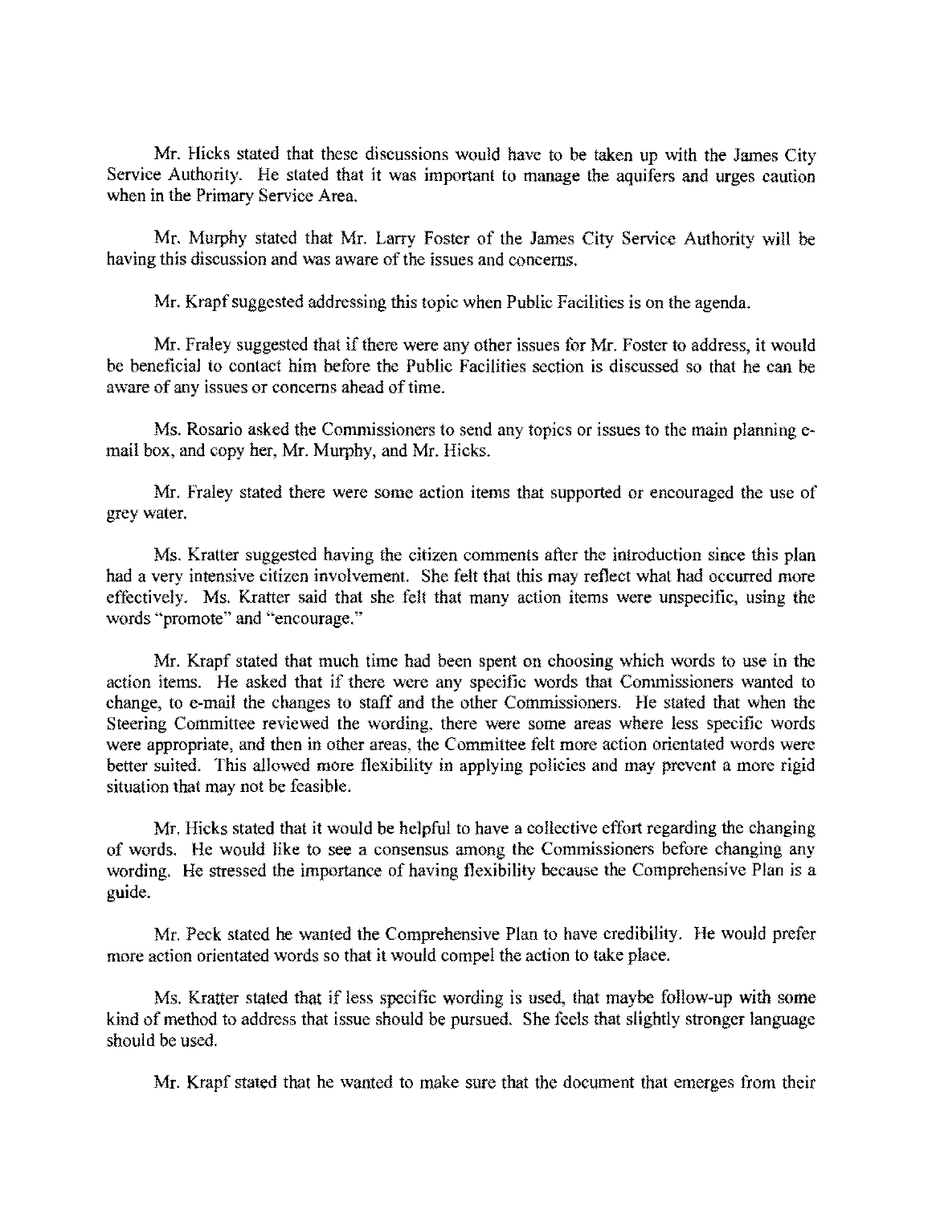Mr. Hicks stated that these discussions would have to be taken up with the James City Service Authority. He stated that it was important to manage the aquifers and urges caution when in the Primary Service Area.

Mr. Murphy stated that Mr. Larry Foster of the James City Service Authority will be having this discussion and was aware of the issues and concerns.

Mr. Krapf suggested addressing this topic when Public Facilities is on the agenda.

Mr. Fraley suggested that if there were any other issues for Mr. Foster to address, it would be beneficial to contact him before the Public Facilities section is discussed so that he can be aware of any issues or concerns ahead of time.

Ms. Rosario asked the Commissioners to send any topics or issues to the main planning e-mail box, and copy her, Mr. Murphy, and Mr. Hicks.

Mr. Fraley stated there were some action items that supported or encouraged the use of grey water.

Ms. Kratter suggested having the citizen comments after the introduction since this plan had a very intensive citizen involvement. She felt that this may reflect what had occurred more effectively. Ms. Kratter said that she felt that many action items were unspecific, using the words "promote" and "encourage."

Mr. Krapf stated that much time had been spent on choosing which words to use in the action items. He asked that if there were any specific words that Commissioners wanted to change, to e-mail the changes to staff and the other Commissioners. He stated that when the Steering Committee reviewed the wording, there were some areas where less specific words were appropriate, and then in other areas, the Committee felt more action orientated words were better suited. This allowed more flexibility in applying policies and may prevent a more rigid situation that may not be feasible.

Mr. Hicks stated that it would be helpful to have a collective effort regarding the changing of words. He would like to see a consensus among the Commissioners before changing any wording. He stressed the importance of having flexibility because the Comprehensive Plan is a guide.

Mr. Peck stated he wanted the Comprehensive Plan to have credibility. He would prefer more action orientated words so that it would compel the action to take place.

Ms. Kratter stated that if less specific wording is used, that maybe follow-up with some kind of method to address that issue should be pursued. She feels that slightly stronger language should be used.

Mr. Krapf stated that he wanted to make sure that the document that emerges from their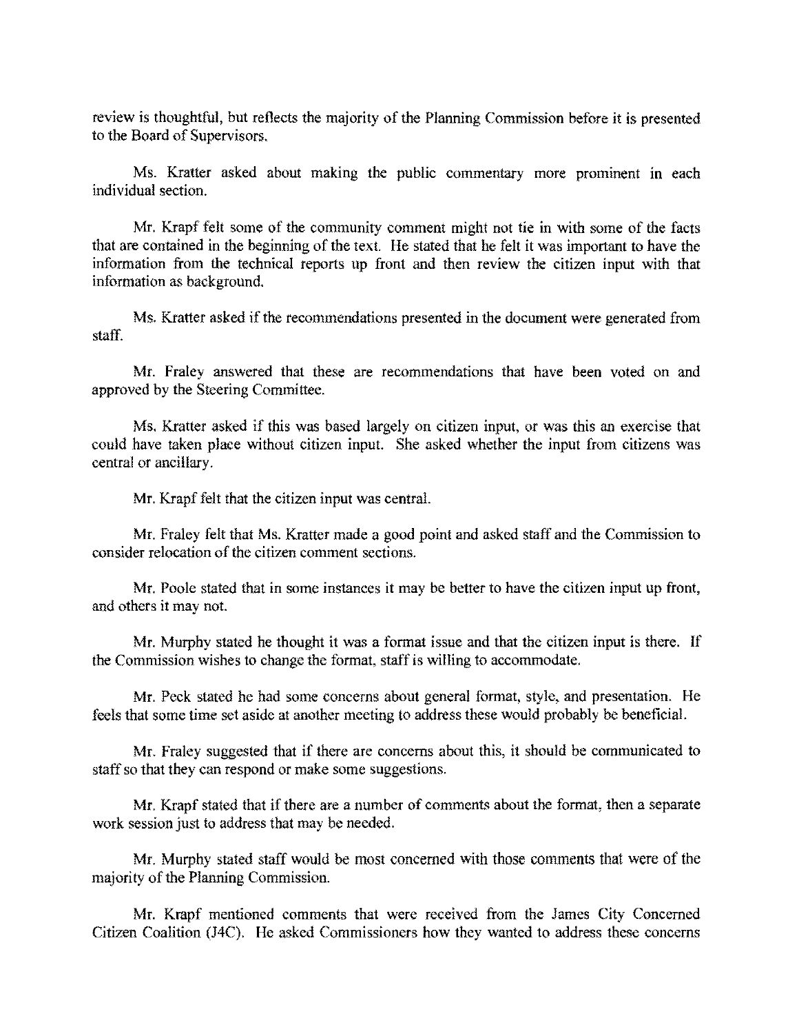review is thoughtful, but reflects the majority of the Planning Commission before it is presented to the Board of Supervisors.

Ms. Kratter asked about making the public commentary more prominent in each individual section.

Mr. Krapf felt some of the community comment might not tie in with some of the facts that are contained in the beginning of the text. He stated that he felt it was important to have the information from the technical reports up front and then review the citizen input with that information as background.

Ms. Kratter asked if the recommendations presented in the document were generated from staff.

Mr. Fraley answered that these are recommendations that have been voted on and approved by the Steering Committee.

Ms. Kratter asked if this was based largely on citizen input, or was this an exercise that could have taken place without citizen input. She asked whether the input from citizens was central or ancillary.

Mr. Krapf felt that the citizen input was central.

Mr. Fraley felt that Ms. Kratter made a good point and asked staff and the Commission to consider relocation of the citizen comment sections.

Mr. Poole stated that in some instances it may be better to have the citizen input up front, and others it may not.

Mr. Murphy stated he thought it was a format issue and that the citizen input is there. If the Commission wishes to change the format, staff is willing to accommodate.

Mr. Peck stated he had some concerns about general format, style, and presentation. He feels that some time set aside at another meeting to address these would probably be beneficial.

Mr. Fraley suggested that if there are concerns about this, it should be communicated to staff so that they can respond or make some suggestions.

Mr. Krapf stated that if there are a number of comments about the format, then a separate work session just to address that may be needed.

Mr. Murphy stated staff would be most concerned with those comments that were of the majority of the Planning Commission.

Mr. Krapf mentioned comments that were received from the James City Concerned Citizen Coalition (J4C). He asked Commissioners how they wanted to address these concerns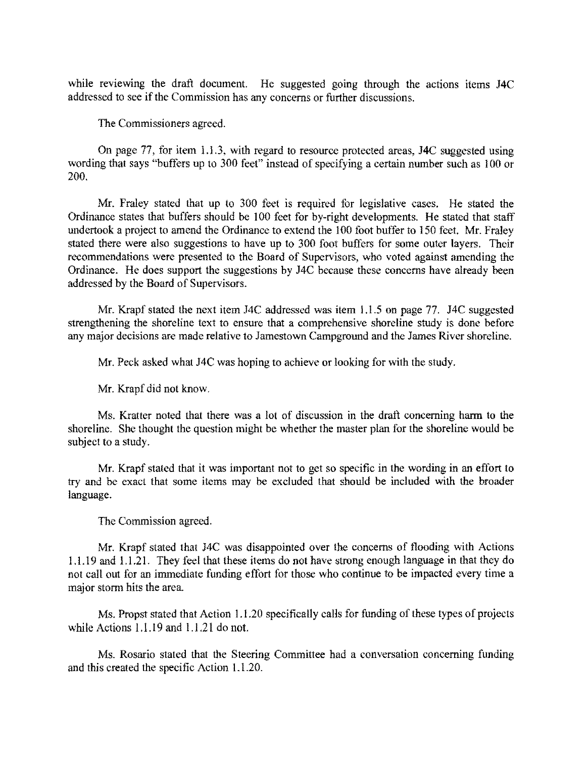while reviewing the draft document. He suggested going through the actions items J4C addressed to see if the Commission has any concerns or further discussions.

The Commissioners agreed.

On page 77, for item 1.1.3, with regard to resource protected areas, J4C suggested using wording that says "buffers up to 300 feet" instead of specifying a certain number such as 100 or 200.

Mr. Fraley stated that up to 300 feet is required for legislative cases. He stated the Ordinance states that buffers should be 100 feet for by-right developments. He stated that staff undertook a project to amend the Ordinance to extend the 100 foot buffer to 150 feet. Mr. Fraley stated there were also suggestions to have up to 300 foot buffers for some outer layers. Their recommendations were presented to the Board of Supervisors, who voted against amending the Ordinance. He does support the suggestions by J4C because these concerns have already been addressed by the Board of Supervisors.

Mr. Krapf stated the next item J4C addressed was item 1.1.5 on page 77. J4C suggested strengthening the shoreline text to ensure that a comprehensive shoreline study is done before any major decisions are made relative to Jamestown Campground and the James River shoreline.

Mr. Peck asked what J4C was hoping to achieve or looking for with the study.

Mr. Krapf did not know.

Ms. Kratter noted that there was a lot of discussion in the draft concerning harm to the shoreline. She thought the question might be whether the master plan for the shoreline would be subject to a study.

Mr. Krapf stated that it was important not to get so specific in the wording in an effort to try and be exact that some items may be excluded that should be included with the broader language.

The Commission agreed.

Mr. Krapf stated that J4C was disappointed over the concerns of flooding with Actions 1.1.19 and 1.1.21. They feel that these items do not have strong enough language in that they do not call out for an immediate funding effort for those who continue to be impacted every time a major storm hits the area.

Ms. Propst stated that Action 1.1.20 specifically calls for funding of these types of projects while Actions 1.1.19 and 1.1.21 do not.

Ms. Rosario stated that the Steering Committee had a conversation concerning funding and this created the specific Action 1.1.20.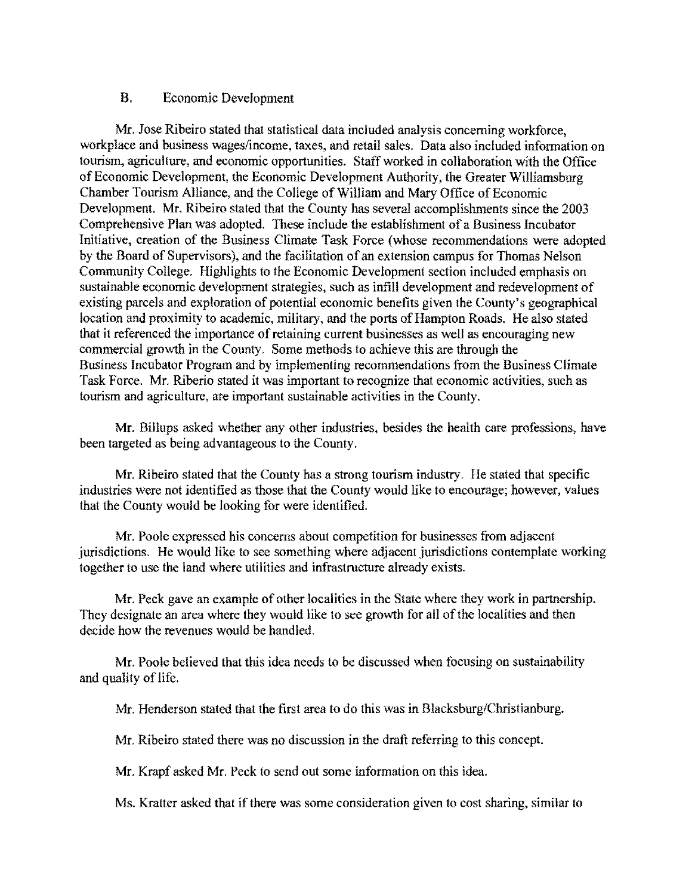## B. Economic Development

Mr. Jose Ribeiro stated that statistical data included analysis concerning workforce, workplace and business wages/income, taxes, and retail sales. Data also included information on tourism, agriculture, and economic opportunities. Staff worked in collaboration with the Office of Economic Development, the Economic Development Authority, the Greater Williamsburg Chamber Tourism Alliance, and the College of William and Mary Office of Economic Development. Mr. Ribeiro stated that the County has several accomplishments since the 2003 Comprehensive Plan was adopted. These include the establishment of a Business Incubator Initiative, creation of the Business Climate Task Force (whose recommendations were adopted by the Board of Supervisors), and the facilitation of an extension campus for Thomas Nelson Community College. Highlights to the Economic Development section included emphasis on sustainable economic development strategies, such as infill development and redevelopment of existing parcels and exploration of potential economic benefits given the County's geographical location and proximity to academic, military, and the ports of Hampton Roads. He also stated that it referenced the importance of retaining current businesses as well as encouraging new commercial growth in the County. Some methods to achieve this are through the Business Incubator Program and by implementing recommendations from the Business Climate Task Force. Mr. Riberio stated it was important to recognize that economic activities, such as tourism and agriculture, are important sustainable activities in the County.

Mr. Billups asked whether any other industries, besides the health care professions, have been targeted as being advantageous to the County.

Mr. Ribeiro stated that the County has a strong tourism industry. He stated that specific industries were not identified as those that the County would like to encourage; however, values that the County would be looking for were identified.

Mr. Poole expressed his concerns about competition for businesses from adjacent jurisdictions. He would like to see something where adjacent jurisdictions contemplate working together to use the land where utilities and infrastructure already exists.

Mr. Peck gave an example of other localities in the State where they work in partnership. They designate an area where they would like to see growth for all of the localities and then decide how the revenues would be handled.

Mr. Poole believed that this idea needs to be discussed when focusing on sustainability and quality of life.

Mr. Henderson stated that the first area to do this was in Blacksburg/Christianburg.

Mr. Ribeiro stated there was no discussion in the draft referring to this concept.

Mr. Krapf asked Mr. Peck to send out some information on this idea.

Ms. Kratter asked that if there was some consideration given to cost sharing, similar to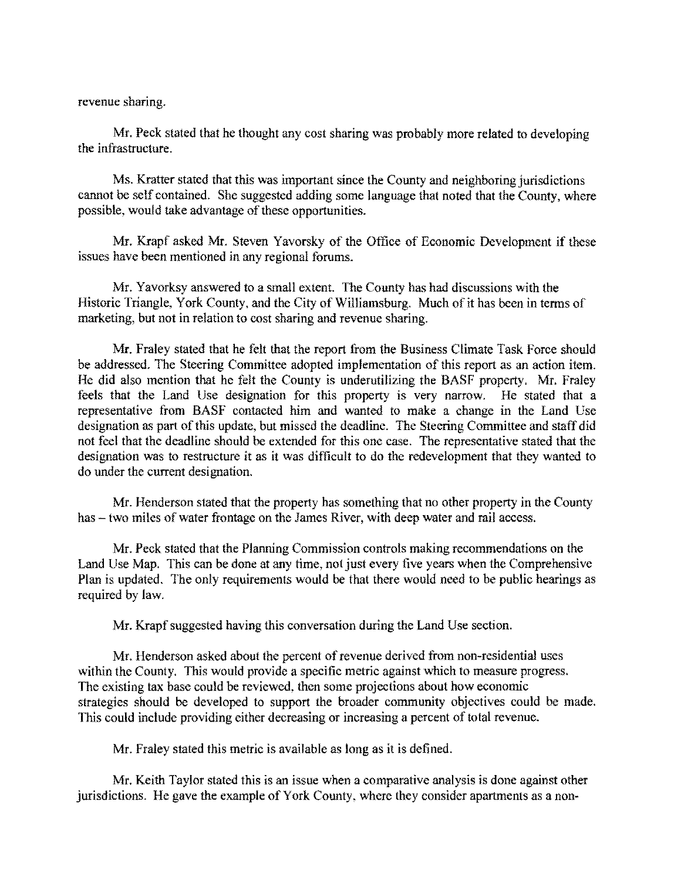revenue sharing.

Mr. Peck stated that he thought any cost sharing was probably more related to developing the infrastructure.

Ms. Kratter stated that this was important since the County and neighboring jurisdictions cannot be self contained. She suggested adding some language that noted that the County, where possible, would take advantage of these opportunities.

Mr. Krapf asked Mr. Steven Yavorsky of the Office of Economic Development if these issues have been mentioned in any regional forums.

Mr. Yavorksy answered to a small extent. The County has had discussions with the Historic Triangle, York County, and the City of Williamsburg. Much of it has been in terms of marketing, but not in relation to cost sharing and revenue sharing.

Mr. Fraley stated that he felt that the report from the Business Climate Task Force should be addressed. The Steering Committee adopted implementation of this report as an action item. He did also mention that he felt the County is underutilizing the BASF property. Mr. Fraley feels that the Land Use designation for this property is very narrow. He stated that a representative from BASF contacted him and wanted to make a change in the Land Use designation as part of this update, but missed the deadline. The Steering Committee and staff did not feel that the deadline should be extended for this one case. The representative stated that the designation was to restructure it as it was difficult to do the redevelopment that they wanted to do under the current designation.

Mr. Henderson stated that the property has something that no other property in the County has – two miles of water frontage on the James River, with deep water and rail access.

Mr. Peck stated that the Planning Commission controls making recommendations on the Land Use Map. This can be done at any time, not just every five years when the Comprehensive Plan is updated. The only requirements would be that there would need to be public hearings as required by law.

Mr. Krapf suggested having this conversation during the Land Use section.

Mr. Henderson asked about the percent of revenue derived from non-residential uses within the County. This would provide a specific metric against which to measure progress. The existing tax base could be reviewed, then some projections about how economic strategies should be developed to support the broader community objectives could be made. This could include providing either decreasing or increasing a percent of total revenue.

Mr. Fraley stated this metric is available as long as it is defined.

Mr. Keith Taylor stated this is an issue when a comparative analysis is done against other jurisdictions. He gave the example of York County, where they consider apartments as a non-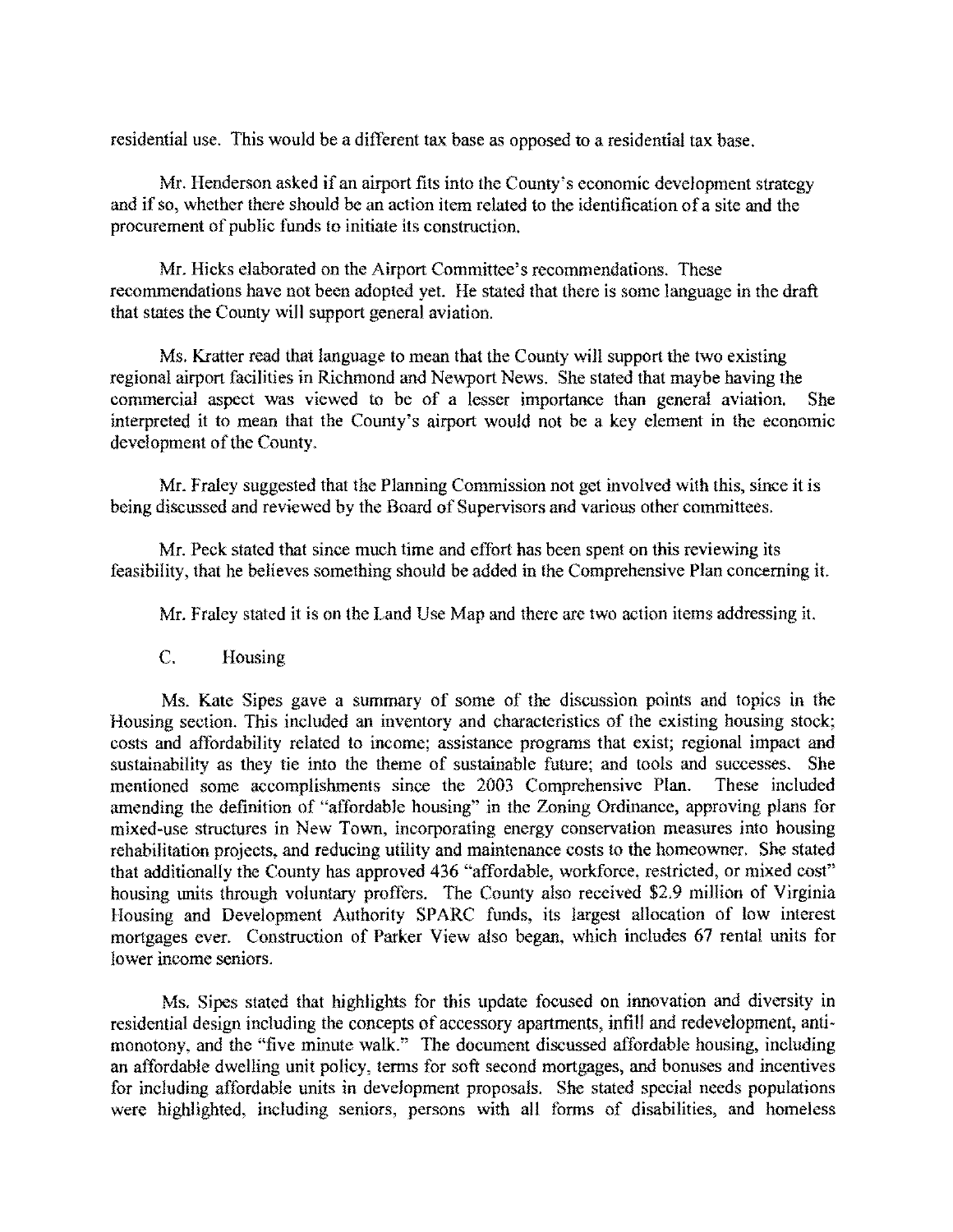residential use. This would be a different tax base as opposed to a residential tax base.

Mr. Henderson asked if an airport fits into the County's economic development strategy and if so, whether there should be an action item related to the identification of a site and the procurement of public funds to initiate its construction.

Mr. Hicks elaborated on the Airport Committee's recommendations. These recommendations have not been adopted yet. He stated that there is some language in the draft that states the County will support general aviation.

Ms. Kratter read that language to mean that the County will support the two existing regional airport facilities in Richmond and Newport News. She stated that maybe having the commercial aspect was viewed to be of a lesser importance than general aviation. She interpreted it to mean that the County's airport would not be a key element in the economic development of the County.

Mr. Fraley suggested that the Planning Commission not get involved with this, since it is being discussed and reviewed by the Board of Supervisors and various other committees.

Mr. Peck stated that since much time and effort has been spent on this reviewing its feasibility, that he believes something should be added in the Comprehensive Plan concerning it.

Mr. Fraley stated it is on the Land Use Map and there are two action items addressing it.

C. Housing

Ms. Kate Sipes gave a summary of some of the discussion points and topics in the Housing section. This included an inventory and characteristics of the existing housing stock; costs and affordability related to income; assistance programs that exist; regional impact and sustainability as they tie into the theme of sustainable future; and tools and successes. She mentioned some accomplishments since the 2003 Comprehensive Plan. These included amending the definition of "affordable housing" in the Zoning Ordinance, approving plans for mixed-use structures in New Town, incorporating energy conservation measures into housing rehabilitation projects, and reducing utility and maintenance costs to the homeowner. She stated that additionally the County has approved 436 "affordable, workforce, restricted, or mixed cost" housing units through voluntary proffers. The County also received $2.9 million of Virginia Housing and Development Authority SPARC funds, its largest allocation of low interest mortgages ever. Construction of Parker View also began, which includes 67 rental units for lower income seniors.

Ms. Sipes stated that highlights for this update focused on innovation and diversity in residential design including the concepts of accessory apartments, infill and redevelopment, anti-monotony, and the "five minute walk." The document discussed affordable housing, including an affordable dwelling unit policy, terms for soft second mortgages, and bonuses and incentives for including affordable units in development proposals. She stated special needs populations were highlighted, including seniors, persons with all forms of disabilities, and homeless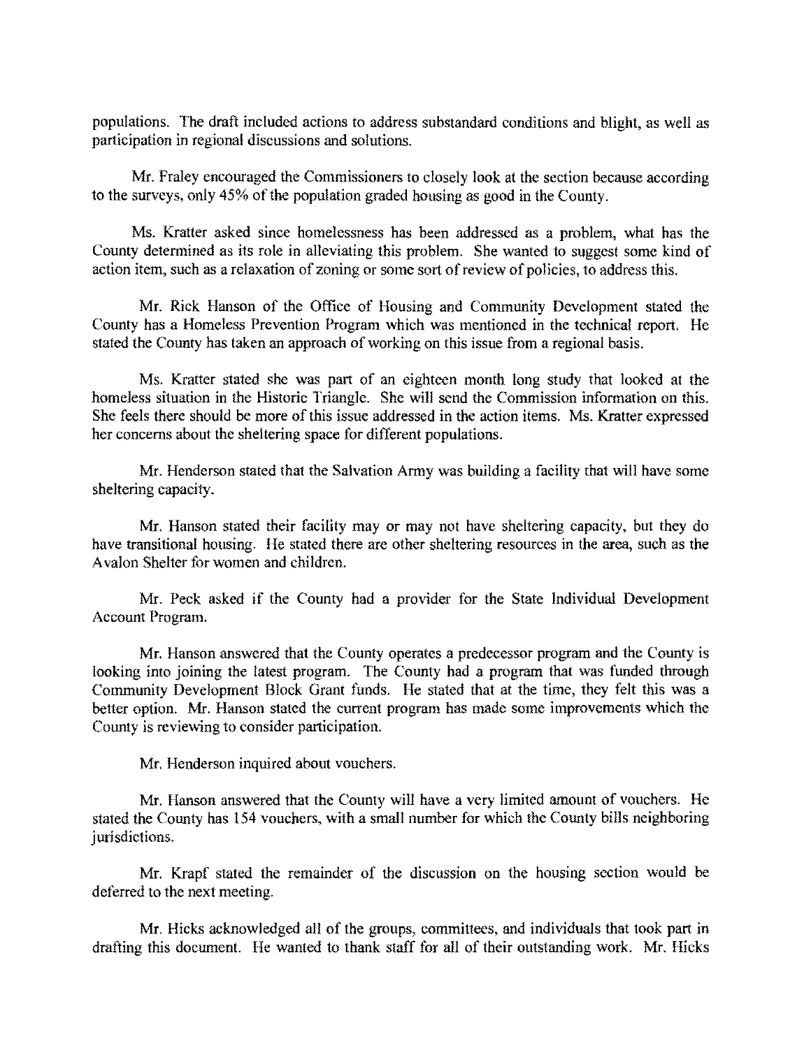populations. The draft included actions to address substandard conditions and blight, as well as participation in regional discussions and solutions.

Mr. Fraley encouraged the Commissioners to closely look at the section because according to the surveys, only 45% of the population graded housing as good in the County.

Ms. Kratter asked since homelessness has been addressed as a problem, what has the County determined as its role in alleviating this problem. She wanted to suggest some kind of action item, such as a relaxation of zoning or some sort of review of policies, to address this.

Mr. Rick Hanson of the Office of Housing and Community Development stated the County has a Homeless Prevention Program which was mentioned in the technical report. He stated the County has taken an approach of working on this issue from a regional basis.

Ms. Kratter stated she was part of an eighteen month long study that looked at the homeless situation in the Historic Triangle. She will send the Commission information on this. She feels there should be more of this issue addressed in the action items. Ms. Kratter expressed her concerns about the sheltering space for different populations.

Mr. Henderson stated that the Salvation Army was building a facility that will have some sheltering capacity.

Mr. Hanson stated their facility may or may not have sheltering capacity, but they do have transitional housing. He stated there are other sheltering resources in the area, such as the Avalon Shelter for women and children.

Mr. Peck asked if the County had a provider for the State Individual Development Account Program.

Mr. Hanson answered that the County operates a predecessor program and the County is looking into joining the latest program. The County had a program that was funded through Community Development Block Grant funds. He stated that at the time, they felt this was a better option. Mr. Hanson stated the current program has made some improvements which the County is reviewing to consider participation.

Mr. Henderson inquired about vouchers.

Mr. Hanson answered that the County will have a very limited amount of vouchers. He stated the County has 154 vouchers, with a small number for which the County bills neighboring jurisdictions.

Mr. Krapf stated the remainder of the discussion on the housing section would be deferred to the next meeting.

Mr. Hicks acknowledged all of the groups, committees, and individuals that took part in drafting this document. He wanted to thank staff for all of their outstanding work. Mr. Hicks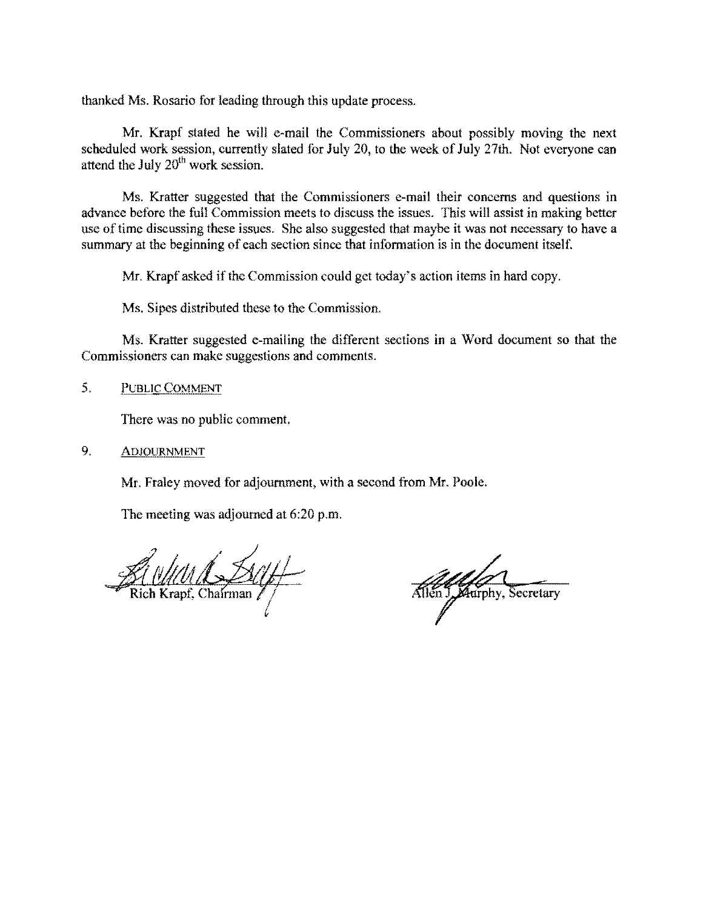thanked Ms. Rosario for leading through this update process.

Mr. Krapf stated he will e-mail the Commissioners about possibly moving the next scheduled work session, currently slated for July 20, to the week of July 27th. Not everyone can attend the July 20th work session.

Ms. Kratter suggested that the Commissioners e-mail their concerns and questions in advance before the full Commission meets to discuss the issues. This will assist in making better use of time discussing these issues. She also suggested that maybe it was not necessary to have a summary at the beginning of each section since that information is in the document itself.

Mr. Krapf asked if the Commission could get today's action items in hard copy.

Ms. Sipes distributed these to the Commission.

Ms. Kratter suggested e-mailing the different sections in a Word document so that the Commissioners can make suggestions and comments.

5. PUBLIC COMMENT

There was no public comment.

9. ADJOURNMENT

Mr. Fraley moved for adjournment, with a second from Mr. Poole.

The meeting was adjourned at 6:20 p.m.

Rich Krapf, Chairman

Allen J. Murphy, Secretary